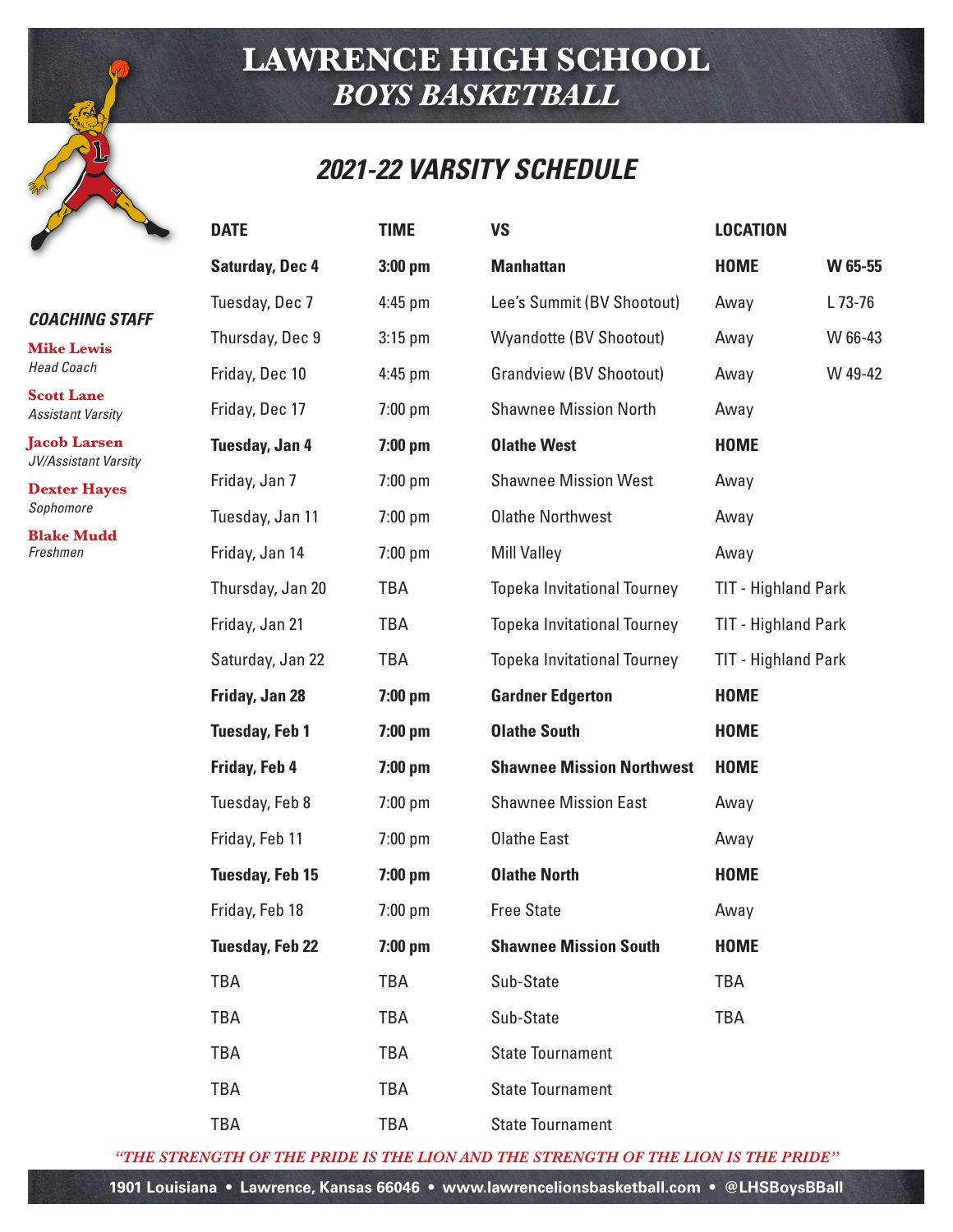# LAWRENCE HIGH SCHOOL
## *BOYS BASKETBALL*

## *2021-22 VARSITY SCHEDULE*

### *COACHING STAFF*

**Mike Lewis**
*Head Coach*

**Scott Lane**
*Assistant Varsity*

**Jacob Larsen**
*JV/Assistant Varsity*

**Dexter Hayes**
*Sophomore*

**Blake Mudd**
*Freshmen*

| DATE | TIME | VS | LOCATION | |
|---|---|---|---|---|
| **Saturday, Dec 4** | **3:00 pm** | **Manhattan** | **HOME** | **W 65-55** |
| Tuesday, Dec 7 | 4:45 pm | Lee's Summit (BV Shootout) | Away | L 73-76 |
| Thursday, Dec 9 | 3:15 pm | Wyandotte (BV Shootout) | Away | W 66-43 |
| Friday, Dec 10 | 4:45 pm | Grandview (BV Shootout) | Away | W 49-42 |
| Friday, Dec 17 | 7:00 pm | Shawnee Mission North | Away | |
| **Tuesday, Jan 4** | **7:00 pm** | **Olathe West** | **HOME** | |
| Friday, Jan 7 | 7:00 pm | Shawnee Mission West | Away | |
| Tuesday, Jan 11 | 7:00 pm | Olathe Northwest | Away | |
| Friday, Jan 14 | 7:00 pm | Mill Valley | Away | |
| Thursday, Jan 20 | TBA | Topeka Invitational Tourney | TIT - Highland Park | |
| Friday, Jan 21 | TBA | Topeka Invitational Tourney | TIT - Highland Park | |
| Saturday, Jan 22 | TBA | Topeka Invitational Tourney | TIT - Highland Park | |
| **Friday, Jan 28** | **7:00 pm** | **Gardner Edgerton** | **HOME** | |
| **Tuesday, Feb 1** | **7:00 pm** | **Olathe South** | **HOME** | |
| **Friday, Feb 4** | **7:00 pm** | **Shawnee Mission Northwest** | **HOME** | |
| Tuesday, Feb 8 | 7:00 pm | Shawnee Mission East | Away | |
| Friday, Feb 11 | 7:00 pm | Olathe East | Away | |
| **Tuesday, Feb 15** | **7:00 pm** | **Olathe North** | **HOME** | |
| Friday, Feb 18 | 7:00 pm | Free State | Away | |
| **Tuesday, Feb 22** | **7:00 pm** | **Shawnee Mission South** | **HOME** | |
| TBA | TBA | Sub-State | TBA | |
| TBA | TBA | Sub-State | TBA | |
| TBA | TBA | State Tournament | | |
| TBA | TBA | State Tournament | | |
| TBA | TBA | State Tournament | | |

*"THE STRENGTH OF THE PRIDE IS THE LION AND THE STRENGTH OF THE LION IS THE PRIDE"*

1901 Louisiana • Lawrence, Kansas 66046 • www.lawrencelionsbasketball.com • @LHSBoysBBall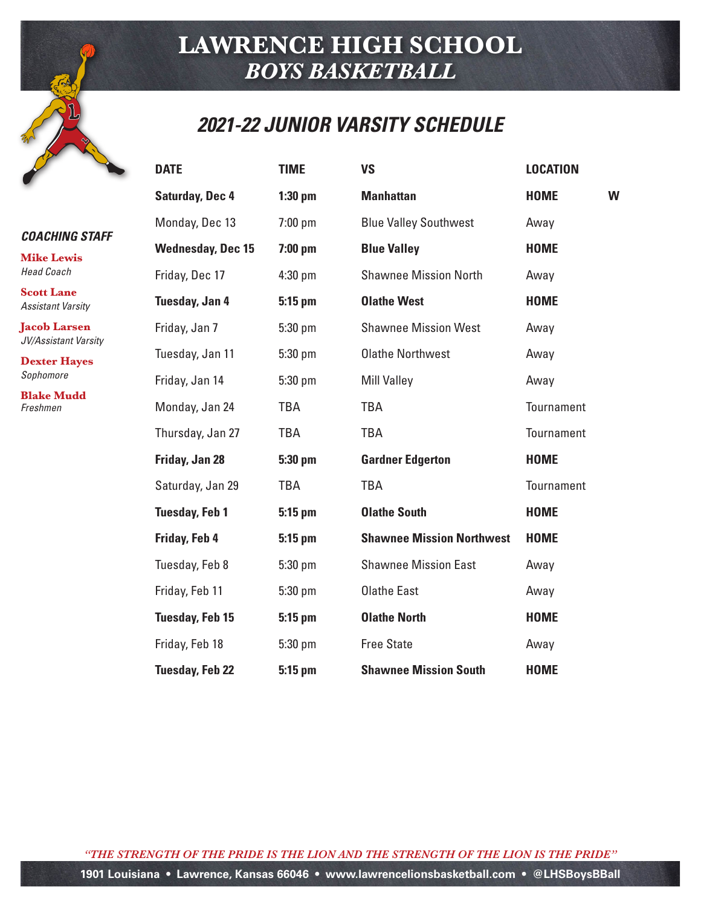# LAWRENCE HIGH SCHOOL
## *BOYS BASKETBALL*

## *2021-22 JUNIOR VARSITY SCHEDULE*

### *COACHING STAFF*

**Mike Lewis**
*Head Coach*

**Scott Lane**
*Assistant Varsity*

**Jacob Larsen**
*JV/Assistant Varsity*

**Dexter Hayes**
*Sophomore*

**Blake Mudd**
*Freshmen*

| DATE | TIME | VS | LOCATION | |
|---|---|---|---|---|
| **Saturday, Dec 4** | **1:30 pm** | **Manhattan** | **HOME** | **W** |
| Monday, Dec 13 | 7:00 pm | Blue Valley Southwest | Away | |
| **Wednesday, Dec 15** | **7:00 pm** | **Blue Valley** | **HOME** | |
| Friday, Dec 17 | 4:30 pm | Shawnee Mission North | Away | |
| **Tuesday, Jan 4** | **5:15 pm** | **Olathe West** | **HOME** | |
| Friday, Jan 7 | 5:30 pm | Shawnee Mission West | Away | |
| Tuesday, Jan 11 | 5:30 pm | Olathe Northwest | Away | |
| Friday, Jan 14 | 5:30 pm | Mill Valley | Away | |
| Monday, Jan 24 | TBA | TBA | Tournament | |
| Thursday, Jan 27 | TBA | TBA | Tournament | |
| **Friday, Jan 28** | **5:30 pm** | **Gardner Edgerton** | **HOME** | |
| Saturday, Jan 29 | TBA | TBA | Tournament | |
| **Tuesday, Feb 1** | **5:15 pm** | **Olathe South** | **HOME** | |
| **Friday, Feb 4** | **5:15 pm** | **Shawnee Mission Northwest** | **HOME** | |
| Tuesday, Feb 8 | 5:30 pm | Shawnee Mission East | Away | |
| Friday, Feb 11 | 5:30 pm | Olathe East | Away | |
| **Tuesday, Feb 15** | **5:15 pm** | **Olathe North** | **HOME** | |
| Friday, Feb 18 | 5:30 pm | Free State | Away | |
| **Tuesday, Feb 22** | **5:15 pm** | **Shawnee Mission South** | **HOME** | |

*"THE STRENGTH OF THE PRIDE IS THE LION AND THE STRENGTH OF THE LION IS THE PRIDE"*

**1901 Louisiana • Lawrence, Kansas 66046 • www.lawrencelionsbasketball.com • @LHSBoysBBall**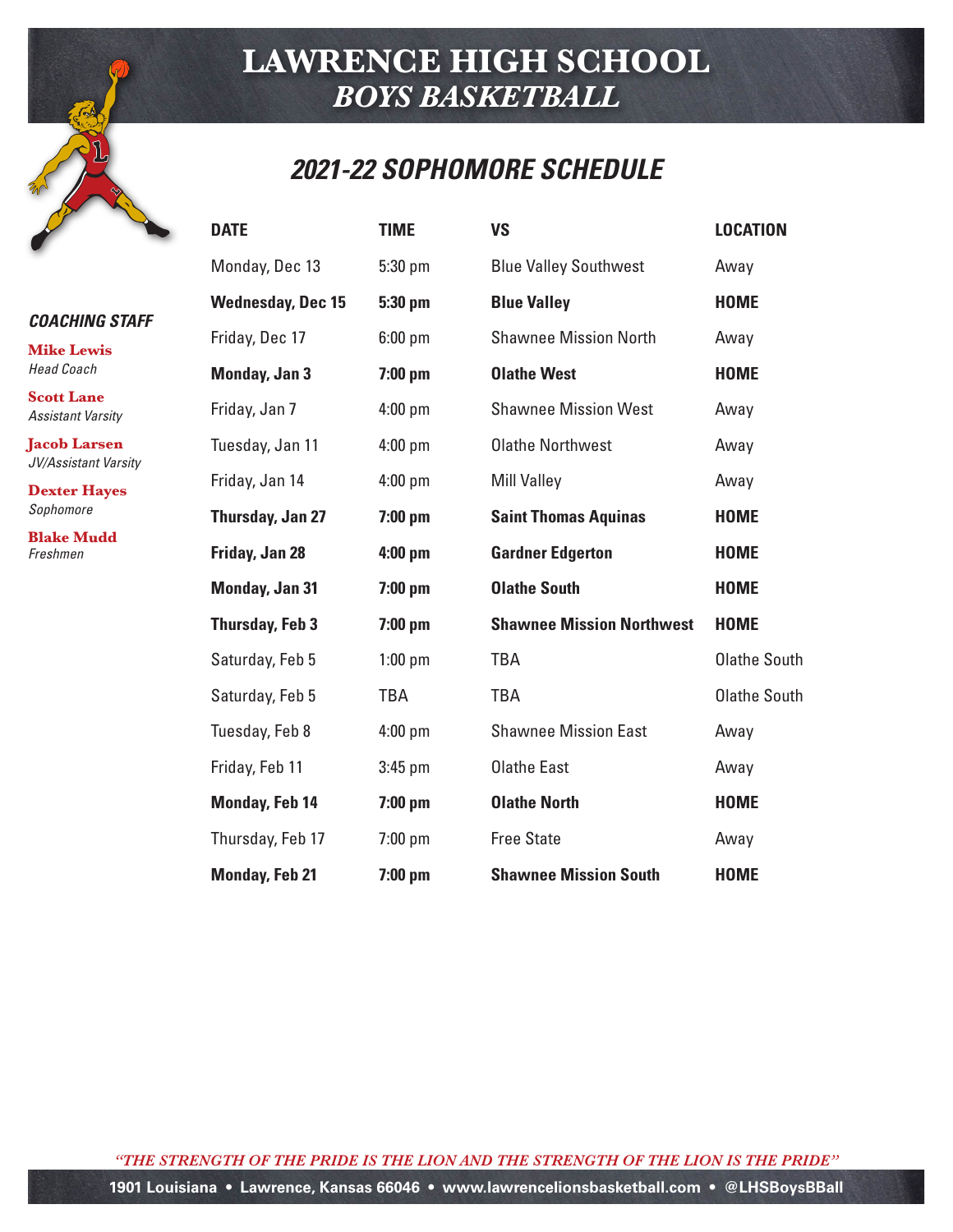# LAWRENCE HIGH SCHOOL
## *BOYS BASKETBALL*

## *2021-22 SOPHOMORE SCHEDULE*

| DATE | TIME | VS | LOCATION |
|---|---|---|---|
| Monday, Dec 13 | 5:30 pm | Blue Valley Southwest | Away |
| **Wednesday, Dec 15** | **5:30 pm** | **Blue Valley** | **HOME** |
| Friday, Dec 17 | 6:00 pm | Shawnee Mission North | Away |
| **Monday, Jan 3** | **7:00 pm** | **Olathe West** | **HOME** |
| Friday, Jan 7 | 4:00 pm | Shawnee Mission West | Away |
| Tuesday, Jan 11 | 4:00 pm | Olathe Northwest | Away |
| Friday, Jan 14 | 4:00 pm | Mill Valley | Away |
| **Thursday, Jan 27** | **7:00 pm** | **Saint Thomas Aquinas** | **HOME** |
| **Friday, Jan 28** | **4:00 pm** | **Gardner Edgerton** | **HOME** |
| **Monday, Jan 31** | **7:00 pm** | **Olathe South** | **HOME** |
| **Thursday, Feb 3** | **7:00 pm** | **Shawnee Mission Northwest** | **HOME** |
| Saturday, Feb 5 | 1:00 pm | TBA | Olathe South |
| Saturday, Feb 5 | TBA | TBA | Olathe South |
| Tuesday, Feb 8 | 4:00 pm | Shawnee Mission East | Away |
| Friday, Feb 11 | 3:45 pm | Olathe East | Away |
| **Monday, Feb 14** | **7:00 pm** | **Olathe North** | **HOME** |
| Thursday, Feb 17 | 7:00 pm | Free State | Away |
| **Monday, Feb 21** | **7:00 pm** | **Shawnee Mission South** | **HOME** |

### *COACHING STAFF*

**Mike Lewis**
*Head Coach*

**Scott Lane**
*Assistant Varsity*

**Jacob Larsen**
*JV/Assistant Varsity*

**Dexter Hayes**
*Sophomore*

**Blake Mudd**
*Freshmen*

*"THE STRENGTH OF THE PRIDE IS THE LION AND THE STRENGTH OF THE LION IS THE PRIDE"*

**1901 Louisiana • Lawrence, Kansas 66046 • www.lawrencelionsbasketball.com • @LHSBoysBBall**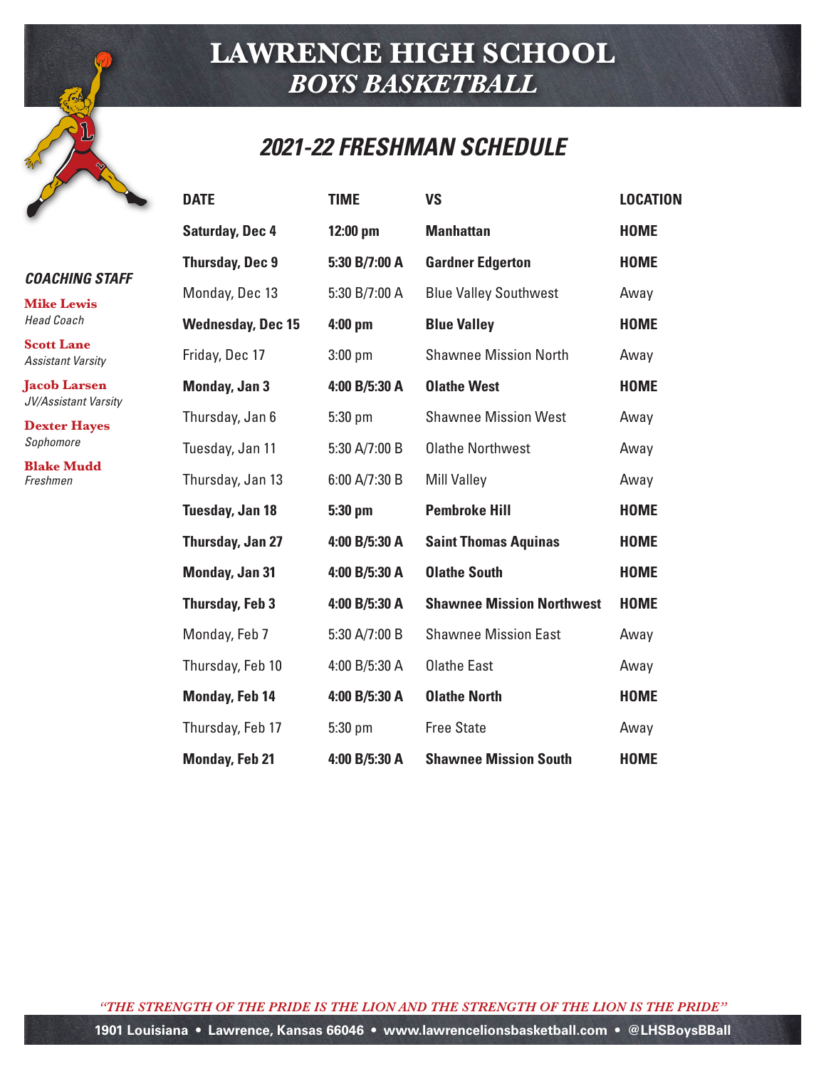# LAWRENCE HIGH SCHOOL
## *BOYS BASKETBALL*

## *2021-22 FRESHMAN SCHEDULE*

***COACHING STAFF***

**Mike Lewis**
*Head Coach*

**Scott Lane**
*Assistant Varsity*

**Jacob Larsen**
*JV/Assistant Varsity*

**Dexter Hayes**
*Sophomore*

**Blake Mudd**
*Freshmen*

| DATE | TIME | VS | LOCATION |
|---|---|---|---|
| **Saturday, Dec 4** | **12:00 pm** | **Manhattan** | **HOME** |
| **Thursday, Dec 9** | **5:30 B/7:00 A** | **Gardner Edgerton** | **HOME** |
| Monday, Dec 13 | 5:30 B/7:00 A | Blue Valley Southwest | Away |
| **Wednesday, Dec 15** | **4:00 pm** | **Blue Valley** | **HOME** |
| Friday, Dec 17 | 3:00 pm | Shawnee Mission North | Away |
| **Monday, Jan 3** | **4:00 B/5:30 A** | **Olathe West** | **HOME** |
| Thursday, Jan 6 | 5:30 pm | Shawnee Mission West | Away |
| Tuesday, Jan 11 | 5:30 A/7:00 B | Olathe Northwest | Away |
| Thursday, Jan 13 | 6:00 A/7:30 B | Mill Valley | Away |
| **Tuesday, Jan 18** | **5:30 pm** | **Pembroke Hill** | **HOME** |
| **Thursday, Jan 27** | **4:00 B/5:30 A** | **Saint Thomas Aquinas** | **HOME** |
| **Monday, Jan 31** | **4:00 B/5:30 A** | **Olathe South** | **HOME** |
| **Thursday, Feb 3** | **4:00 B/5:30 A** | **Shawnee Mission Northwest** | **HOME** |
| Monday, Feb 7 | 5:30 A/7:00 B | Shawnee Mission East | Away |
| Thursday, Feb 10 | 4:00 B/5:30 A | Olathe East | Away |
| **Monday, Feb 14** | **4:00 B/5:30 A** | **Olathe North** | **HOME** |
| Thursday, Feb 17 | 5:30 pm | Free State | Away |
| **Monday, Feb 21** | **4:00 B/5:30 A** | **Shawnee Mission South** | **HOME** |

*"THE STRENGTH OF THE PRIDE IS THE LION AND THE STRENGTH OF THE LION IS THE PRIDE"*

**1901 Louisiana • Lawrence, Kansas 66046 • www.lawrencelionsbasketball.com • @LHSBoysBBall**